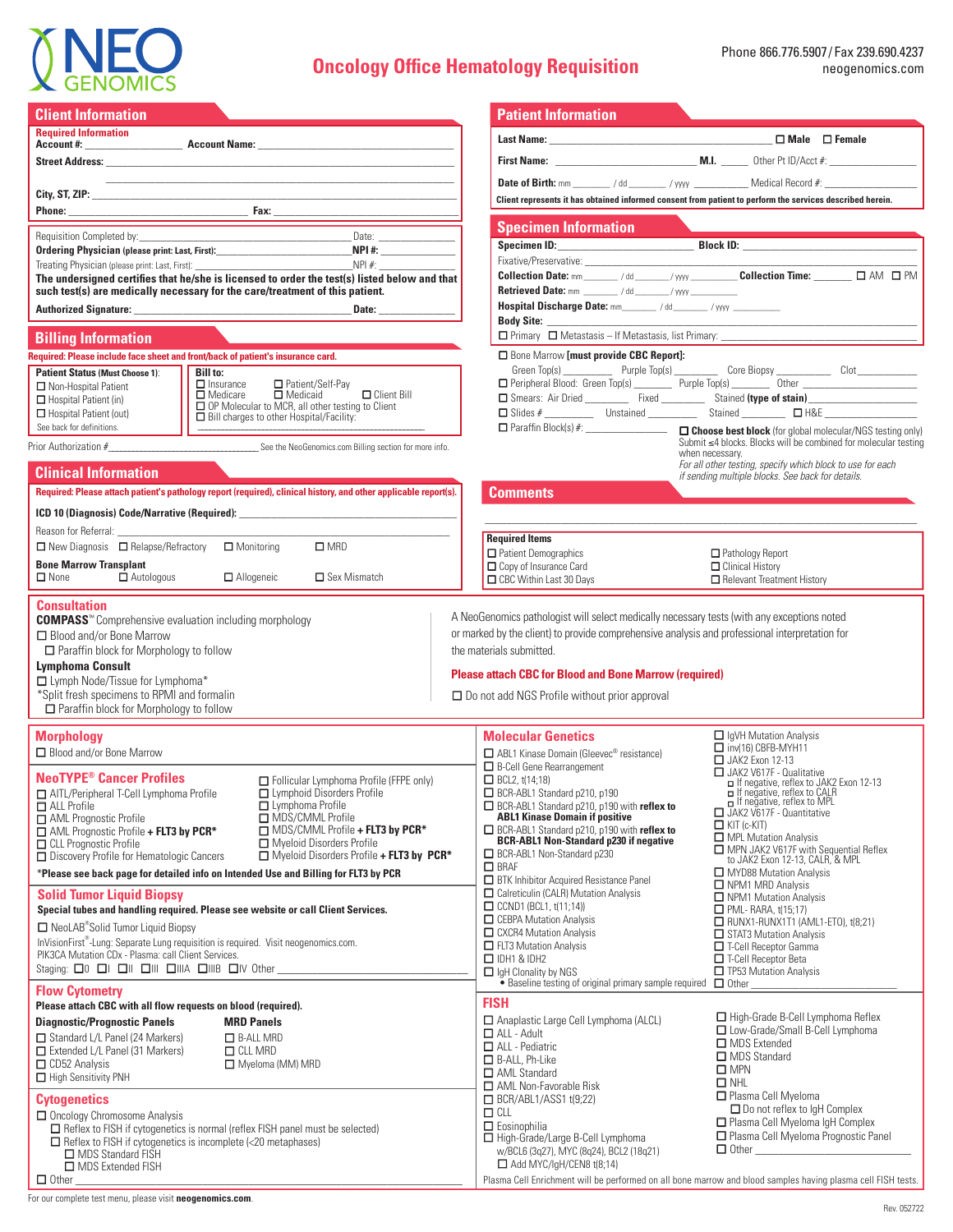# NEO GENOMICS

## Oncology Office Hematology Requisition

Phone 866.776.5907 / Fax 239.690.4237
neogenomics.com

## Client Information

**Required Information**

**Account #:** ____________ **Account Name:** ____________

**Street Address:** ____________

**City, ST, ZIP:** ____________

**Phone:** ____________ **Fax:** ____________

Requisition Completed by: ____________ Date: ____________

**Ordering Physician** (please print: Last, First): ____________ **NPI #:** ____________

Treating Physician (please print: Last, First): ____________ NPI #: ____________

**The undersigned certifies that he/she is licensed to order the test(s) listed below and that such test(s) are medically necessary for the care/treatment of this patient.**

**Authorized Signature:** ____________ **Date:** ____________

## Billing Information

**Required: Please include face sheet and front/back of patient's insurance card.**

**Patient Status (Must Choose 1):**
- ☐ Non-Hospital Patient
- ☐ Hospital Patient (in)
- ☐ Hospital Patient (out)

See back for definitions.

**Bill to:**
- ☐ Insurance
- ☐ Patient/Self-Pay
- ☐ Medicare
- ☐ Medicaid
- ☐ Client Bill
- ☐ OP Molecular to MCR, all other testing to Client
- ☐ Bill charges to other Hospital/Facility: ____________

Prior Authorization # ____________ See the NeoGenomics.com Billing section for more info.

## Clinical Information

**Required: Please attach patient's pathology report (required), clinical history, and other applicable report(s).**

**ICD 10 (Diagnosis) Code/Narrative (Required):** ____________

Reason for Referral: ____________

☐ New Diagnosis ☐ Relapse/Refractory ☐ Monitoring ☐ MRD

**Bone Marrow Transplant**

☐ None ☐ Autologous ☐ Allogeneic ☐ Sex Mismatch

## Patient Information

**Last Name:** ____________ ☐ **Male** ☐ **Female**

**First Name:** ____________ **M.I.** ____ Other Pt ID/Acct #: ____________

**Date of Birth:** mm ____ / dd ____ / yyyy ____ Medical Record #: ____________

**Client represents it has obtained informed consent from patient to perform the services described herein.**

## Specimen Information

**Specimen ID:** ____________ **Block ID:** ____________

Fixative/Preservative: ____________

**Collection Date:** mm ____ / dd ____ / yyyy ____ **Collection Time:** ____ ☐ AM ☐ PM

**Retrieved Date:** mm ____ / dd ____ / yyyy ____

**Hospital Discharge Date:** mm ____ / dd ____ / yyyy ____

**Body Site:** ____________

☐ Primary ☐ Metastasis – If Metastasis, list Primary: ____________

☐ Bone Marrow **[must provide CBC Report]:**
Green Top(s) ____ Purple Top(s) ____ Core Biopsy ____ Clot ____

☐ Peripheral Blood: Green Top(s) ____ Purple Top(s) ____ Other ____

☐ Smears: Air Dried ____ Fixed ____ Stained **(type of stain)** ____

☐ Slides # ____ Unstained ____ Stained ____ ☐ H&E ____

☐ Paraffin Block(s) #: ____________

☐ **Choose best block** (for global molecular/NGS testing only) Submit ≤4 blocks. Blocks will be combined for molecular testing when necessary.
*For all other testing, specify which block to use for each if sending multiple blocks. See back for details.*

## Comments

____________

**Required Items**
- ☐ Patient Demographics
- ☐ Copy of Insurance Card
- ☐ CBC Within Last 30 Days
- ☐ Pathology Report
- ☐ Clinical History
- ☐ Relevant Treatment History

## Consultation

**COMPASS**™ Comprehensive evaluation including morphology
- ☐ Blood and/or Bone Marrow
  - ☐ Paraffin block for Morphology to follow

**Lymphoma Consult**
- ☐ Lymph Node/Tissue for Lymphoma*

*Split fresh specimens to RPMI and formalin
  - ☐ Paraffin block for Morphology to follow

A NeoGenomics pathologist will select medically necessary tests (with any exceptions noted or marked by the client) to provide comprehensive analysis and professional interpretation for the materials submitted.

**Please attach CBC for Blood and Bone Marrow (required)**

☐ Do not add NGS Profile without prior approval

## Morphology

☐ Blood and/or Bone Marrow

## NeoTYPE® Cancer Profiles

- ☐ AITL/Peripheral T-Cell Lymphoma Profile
- ☐ ALL Profile
- ☐ AML Prognostic Profile
- ☐ AML Prognostic Profile **+ FLT3 by PCR***
- ☐ CLL Prognostic Profile
- ☐ Discovery Profile for Hematologic Cancers
- ☐ Follicular Lymphoma Profile (FFPE only)
- ☐ Lymphoid Disorders Profile
- ☐ Lymphoma Profile
- ☐ MDS/CMML Profile
- ☐ MDS/CMML Profile **+ FLT3 by PCR***
- ☐ Myeloid Disorders Profile
- ☐ Myeloid Disorders Profile **+ FLT3 by PCR***

**\*Please see back page for detailed info on Intended Use and Billing for FLT3 by PCR**

## Solid Tumor Liquid Biopsy

**Special tubes and handling required. Please see website or call Client Services.**

☐ NeoLAB® Solid Tumor Liquid Biopsy

InVisionFirst®-Lung: Separate Lung requisition is required. Visit neogenomics.com.
PIK3CA Mutation CDx - Plasma: call Client Services.

Staging: ☐0 ☐I ☐II ☐III ☐IIIA ☐IIIB ☐IV Other ____________

## Flow Cytometry

**Please attach CBC with all flow requests on blood (required).**

**Diagnostic/Prognostic Panels**
- ☐ Standard L/L Panel (24 Markers)
- ☐ Extended L/L Panel (31 Markers)
- ☐ CD52 Analysis
- ☐ High Sensitivity PNH

**MRD Panels**
- ☐ B-ALL MRD
- ☐ CLL MRD
- ☐ Myeloma (MM) MRD

## Cytogenetics

- ☐ Oncology Chromosome Analysis
  - ☐ Reflex to FISH if cytogenetics is normal (reflex FISH panel must be selected)
  - ☐ Reflex to FISH if cytogenetics is incomplete (<20 metaphases)
    - ☐ MDS Standard FISH
    - ☐ MDS Extended FISH
- ☐ Other ____________

## Molecular Genetics

- ☐ ABL1 Kinase Domain (Gleevec® resistance)
- ☐ B-Cell Gene Rearrangement
- ☐ BCL2, t(14;18)
- ☐ BCR-ABL1 Standard p210, p190
- ☐ BCR-ABL1 Standard p210, p190 with **reflex to ABL1 Kinase Domain if positive**
- ☐ BCR-ABL1 Standard p210, p190 with **reflex to BCR-ABL1 Non-Standard p230 if negative**
- ☐ BCR-ABL1 Non-Standard p230
- ☐ BRAF
- ☐ BTK Inhibitor Acquired Resistance Panel
- ☐ Calreticulin (CALR) Mutation Analysis
- ☐ CCND1 (BCL1, t(11;14))
- ☐ CEBPA Mutation Analysis
- ☐ CXCR4 Mutation Analysis
- ☐ FLT3 Mutation Analysis
- ☐ IDH1 & IDH2
- ☐ IgH Clonality by NGS
  - • Baseline testing of original primary sample required
- ☐ IgVH Mutation Analysis
- ☐ inv(16) CBFB-MYH11
- ☐ JAK2 Exon 12-13
- ☐ JAK2 V617F - Qualitative
  - ☐ If negative, reflex to JAK2 Exon 12-13
  - ☐ If negative, reflex to CALR
  - ☐ If negative, reflex to MPL
- ☐ JAK2 V617F - Quantitative
- ☐ KIT (c-KIT)
- ☐ MPL Mutation Analysis
- ☐ MPN JAK2 V617F with Sequential Reflex to JAK2 Exon 12-13, CALR, & MPL
- ☐ MYD88 Mutation Analysis
- ☐ NPM1 MRD Analysis
- ☐ NPM1 Mutation Analysis
- ☐ PML- RARA, t(15;17)
- ☐ RUNX1-RUNX1T1 (AML1-ETO), t(8;21)
- ☐ STAT3 Mutation Analysis
- ☐ T-Cell Receptor Gamma
- ☐ T-Cell Receptor Beta
- ☐ TP53 Mutation Analysis
- ☐ Other ____________

## FISH

- ☐ Anaplastic Large Cell Lymphoma (ALCL)
- ☐ ALL - Adult
- ☐ ALL - Pediatric
- ☐ B-ALL, Ph-Like
- ☐ AML Standard
- ☐ AML Non-Favorable Risk
- ☐ BCR/ABL1/ASS1 t(9;22)
- ☐ CLL
- ☐ Eosinophilia
- ☐ High-Grade/Large B-Cell Lymphoma w/BCL6 (3q27), MYC (8q24), BCL2 (18q21)
  - ☐ Add MYC/IgH/CEN8 t(8;14)
- ☐ High-Grade B-Cell Lymphoma Reflex
- ☐ Low-Grade/Small B-Cell Lymphoma
- ☐ MDS Extended
- ☐ MDS Standard
- ☐ MPN
- ☐ NHL
- ☐ Plasma Cell Myeloma
  - ☐ Do not reflex to IgH Complex
- ☐ Plasma Cell Myeloma IgH Complex
- ☐ Plasma Cell Myeloma Prognostic Panel
- ☐ Other ____________

Plasma Cell Enrichment will be performed on all bone marrow and blood samples having plasma cell FISH tests.

For our complete test menu, please visit **neogenomics.com**.

Rev. 052722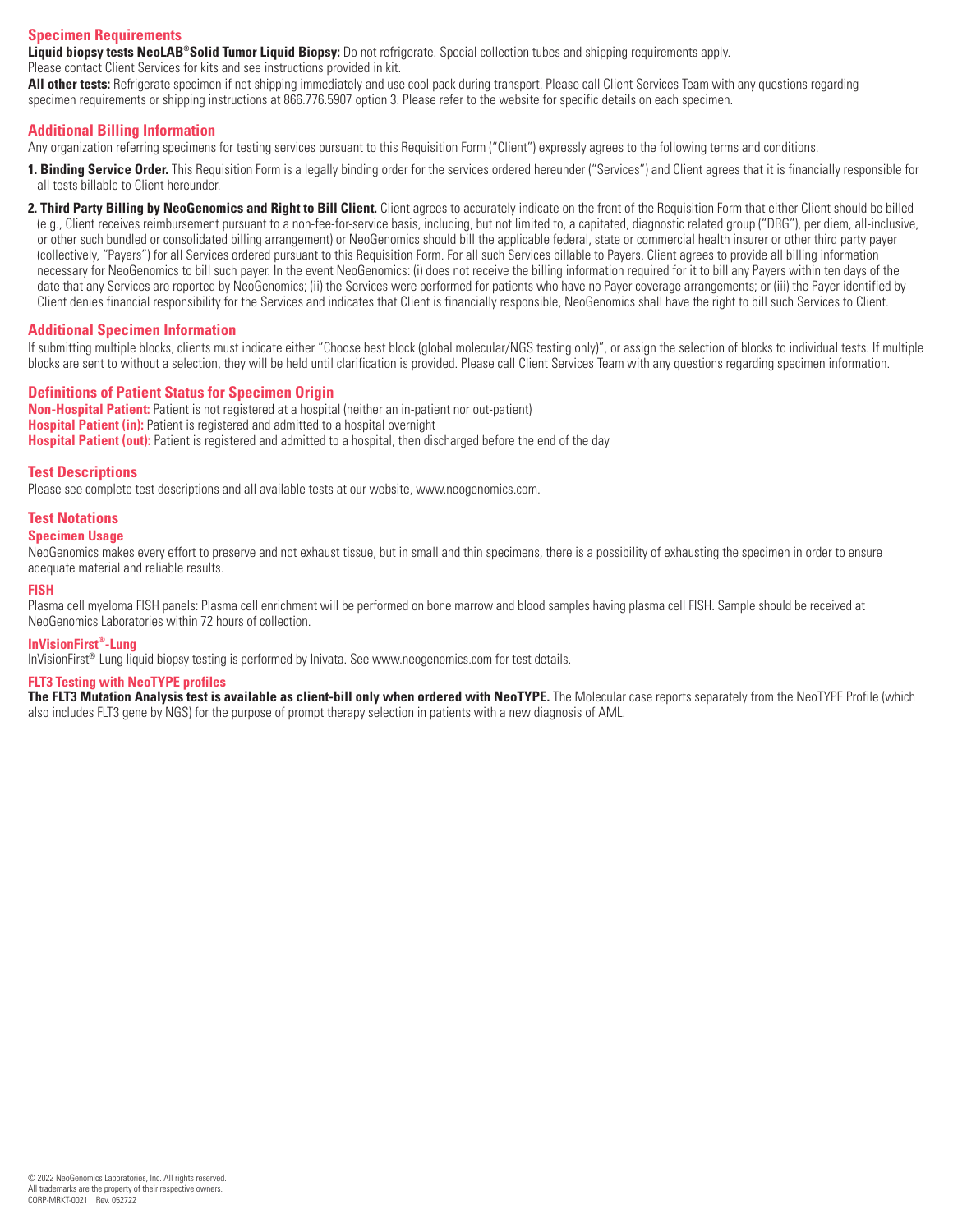## Specimen Requirements

**Liquid biopsy tests NeoLAB®Solid Tumor Liquid Biopsy:** Do not refrigerate. Special collection tubes and shipping requirements apply. Please contact Client Services for kits and see instructions provided in kit.

**All other tests:** Refrigerate specimen if not shipping immediately and use cool pack during transport. Please call Client Services Team with any questions regarding specimen requirements or shipping instructions at 866.776.5907 option 3. Please refer to the website for specific details on each specimen.

## Additional Billing Information

Any organization referring specimens for testing services pursuant to this Requisition Form ("Client") expressly agrees to the following terms and conditions.

1. **Binding Service Order.** This Requisition Form is a legally binding order for the services ordered hereunder ("Services") and Client agrees that it is financially responsible for all tests billable to Client hereunder.
2. **Third Party Billing by NeoGenomics and Right to Bill Client.** Client agrees to accurately indicate on the front of the Requisition Form that either Client should be billed (e.g., Client receives reimbursement pursuant to a non-fee-for-service basis, including, but not limited to, a capitated, diagnostic related group ("DRG"), per diem, all-inclusive, or other such bundled or consolidated billing arrangement) or NeoGenomics should bill the applicable federal, state or commercial health insurer or other third party payer (collectively, "Payers") for all Services ordered pursuant to this Requisition Form. For all such Services billable to Payers, Client agrees to provide all billing information necessary for NeoGenomics to bill such payer. In the event NeoGenomics: (i) does not receive the billing information required for it to bill any Payers within ten days of the date that any Services are reported by NeoGenomics; (ii) the Services were performed for patients who have no Payer coverage arrangements; or (iii) the Payer identified by Client denies financial responsibility for the Services and indicates that Client is financially responsible, NeoGenomics shall have the right to bill such Services to Client.

## Additional Specimen Information

If submitting multiple blocks, clients must indicate either "Choose best block (global molecular/NGS testing only)", or assign the selection of blocks to individual tests. If multiple blocks are sent to without a selection, they will be held until clarification is provided. Please call Client Services Team with any questions regarding specimen information.

## Definitions of Patient Status for Specimen Origin

**Non-Hospital Patient:** Patient is not registered at a hospital (neither an in-patient nor out-patient)
**Hospital Patient (in):** Patient is registered and admitted to a hospital overnight
**Hospital Patient (out):** Patient is registered and admitted to a hospital, then discharged before the end of the day

## Test Descriptions

Please see complete test descriptions and all available tests at our website, www.neogenomics.com.

## Test Notations

### Specimen Usage

NeoGenomics makes every effort to preserve and not exhaust tissue, but in small and thin specimens, there is a possibility of exhausting the specimen in order to ensure adequate material and reliable results.

### FISH

Plasma cell myeloma FISH panels: Plasma cell enrichment will be performed on bone marrow and blood samples having plasma cell FISH. Sample should be received at NeoGenomics Laboratories within 72 hours of collection.

### InVisionFirst®-Lung

InVisionFirst®-Lung liquid biopsy testing is performed by Inivata. See www.neogenomics.com for test details.

### FLT3 Testing with NeoTYPE profiles

**The FLT3 Mutation Analysis test is available as client-bill only when ordered with NeoTYPE.** The Molecular case reports separately from the NeoTYPE Profile (which also includes FLT3 gene by NGS) for the purpose of prompt therapy selection in patients with a new diagnosis of AML.

© 2022 NeoGenomics Laboratories, Inc. All rights reserved.
All trademarks are the property of their respective owners.
CORP-MRKT-0021 Rev. 052722